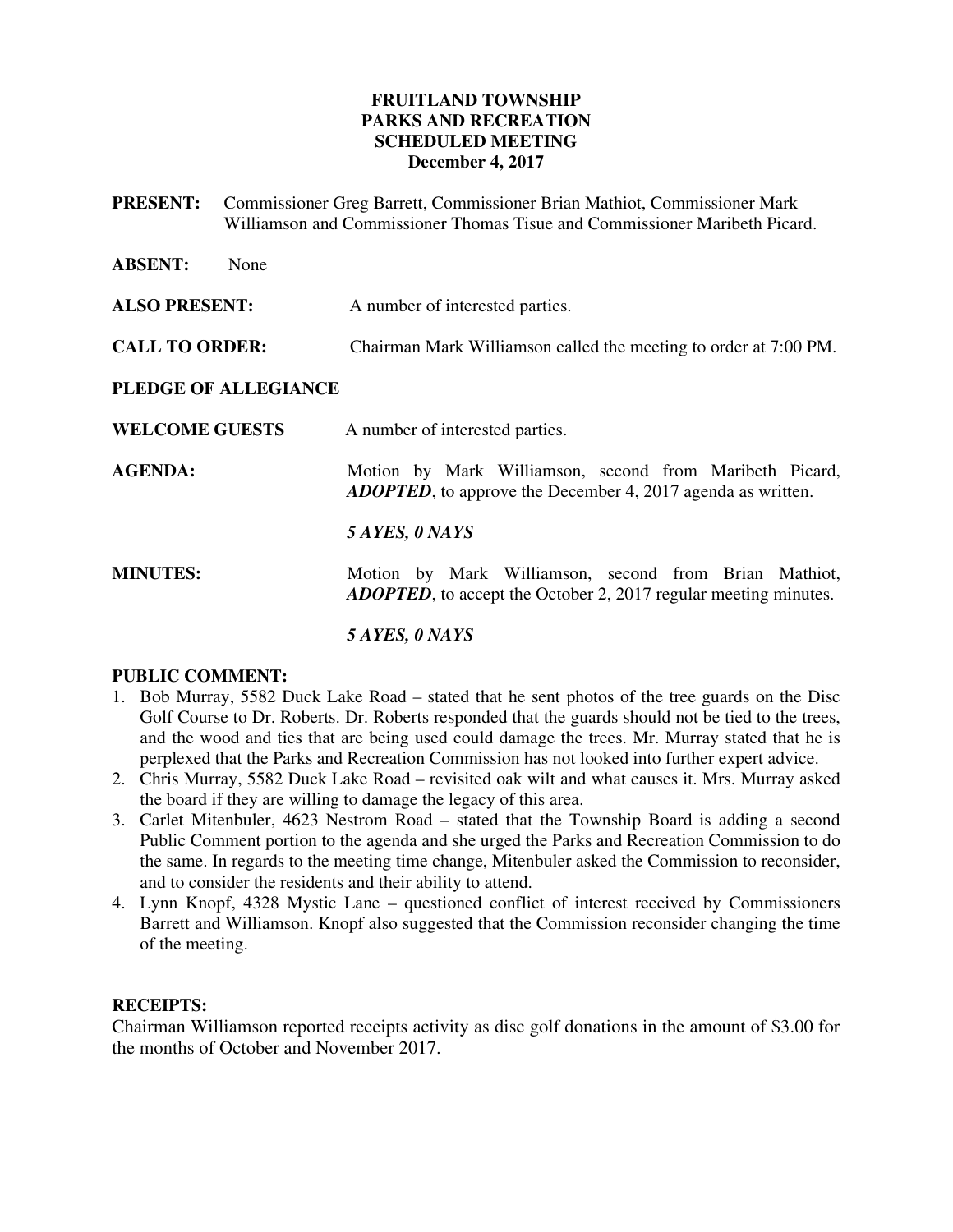# FRUITLAND TOWNSHIP
# PARKS AND RECREATION
# SCHEDULED MEETING
# December 4, 2017

**PRESENT:** Commissioner Greg Barrett, Commissioner Brian Mathiot, Commissioner Mark Williamson and Commissioner Thomas Tisue and Commissioner Maribeth Picard.

**ABSENT:** None

**ALSO PRESENT:** A number of interested parties.

**CALL TO ORDER:** Chairman Mark Williamson called the meeting to order at 7:00 PM.

**PLEDGE OF ALLEGIANCE**

**WELCOME GUESTS** A number of interested parties.

**AGENDA:** Motion by Mark Williamson, second from Maribeth Picard, ***ADOPTED***, to approve the December 4, 2017 agenda as written.

***5 AYES, 0 NAYS***

**MINUTES:** Motion by Mark Williamson, second from Brian Mathiot, ***ADOPTED***, to accept the October 2, 2017 regular meeting minutes.

***5 AYES, 0 NAYS***

**PUBLIC COMMENT:**

1. Bob Murray, 5582 Duck Lake Road – stated that he sent photos of the tree guards on the Disc Golf Course to Dr. Roberts. Dr. Roberts responded that the guards should not be tied to the trees, and the wood and ties that are being used could damage the trees. Mr. Murray stated that he is perplexed that the Parks and Recreation Commission has not looked into further expert advice.
2. Chris Murray, 5582 Duck Lake Road – revisited oak wilt and what causes it. Mrs. Murray asked the board if they are willing to damage the legacy of this area.
3. Carlet Mitenbuler, 4623 Nestrom Road – stated that the Township Board is adding a second Public Comment portion to the agenda and she urged the Parks and Recreation Commission to do the same. In regards to the meeting time change, Mitenbuler asked the Commission to reconsider, and to consider the residents and their ability to attend.
4. Lynn Knopf, 4328 Mystic Lane – questioned conflict of interest received by Commissioners Barrett and Williamson. Knopf also suggested that the Commission reconsider changing the time of the meeting.

**RECEIPTS:**

Chairman Williamson reported receipts activity as disc golf donations in the amount of $3.00 for the months of October and November 2017.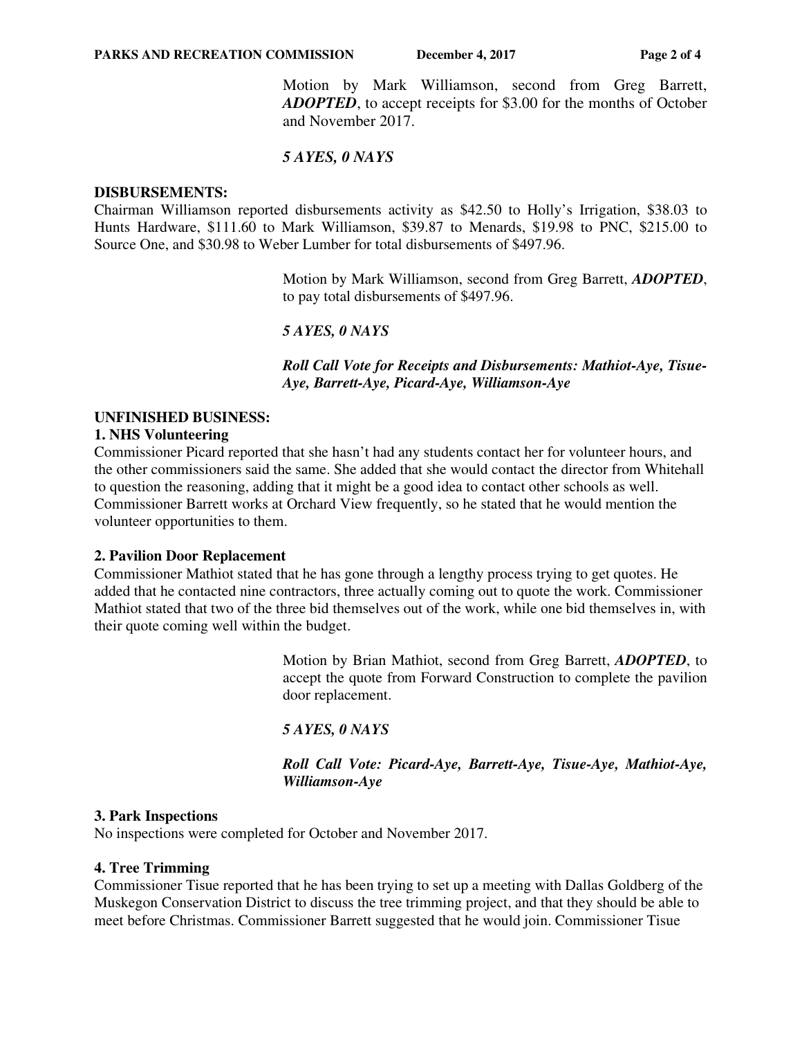Motion by Mark Williamson, second from Greg Barrett, ***ADOPTED***, to accept receipts for $3.00 for the months of October and November 2017.

***5 AYES, 0 NAYS***

**DISBURSEMENTS:**

Chairman Williamson reported disbursements activity as $42.50 to Holly's Irrigation, $38.03 to Hunts Hardware, $111.60 to Mark Williamson, $39.87 to Menards, $19.98 to PNC, $215.00 to Source One, and $30.98 to Weber Lumber for total disbursements of $497.96.

Motion by Mark Williamson, second from Greg Barrett, ***ADOPTED***, to pay total disbursements of $497.96.

***5 AYES, 0 NAYS***

***Roll Call Vote for Receipts and Disbursements: Mathiot-Aye, Tisue-Aye, Barrett-Aye, Picard-Aye, Williamson-Aye***

**UNFINISHED BUSINESS:**

**1. NHS Volunteering**

Commissioner Picard reported that she hasn't had any students contact her for volunteer hours, and the other commissioners said the same. She added that she would contact the director from Whitehall to question the reasoning, adding that it might be a good idea to contact other schools as well. Commissioner Barrett works at Orchard View frequently, so he stated that he would mention the volunteer opportunities to them.

**2. Pavilion Door Replacement**

Commissioner Mathiot stated that he has gone through a lengthy process trying to get quotes. He added that he contacted nine contractors, three actually coming out to quote the work. Commissioner Mathiot stated that two of the three bid themselves out of the work, while one bid themselves in, with their quote coming well within the budget.

Motion by Brian Mathiot, second from Greg Barrett, ***ADOPTED***, to accept the quote from Forward Construction to complete the pavilion door replacement.

***5 AYES, 0 NAYS***

***Roll Call Vote: Picard-Aye, Barrett-Aye, Tisue-Aye, Mathiot-Aye, Williamson-Aye***

**3. Park Inspections**

No inspections were completed for October and November 2017.

**4. Tree Trimming**

Commissioner Tisue reported that he has been trying to set up a meeting with Dallas Goldberg of the Muskegon Conservation District to discuss the tree trimming project, and that they should be able to meet before Christmas. Commissioner Barrett suggested that he would join. Commissioner Tisue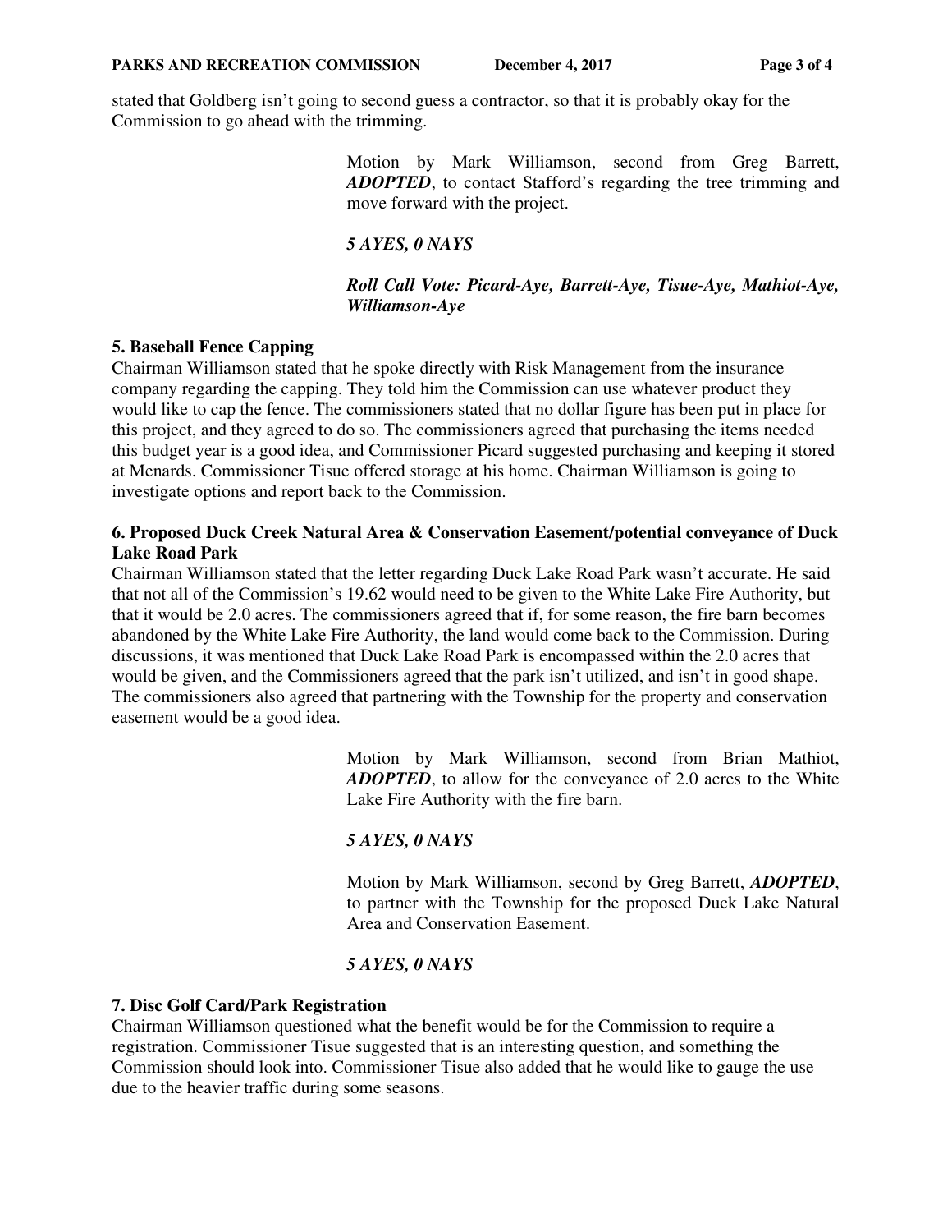stated that Goldberg isn't going to second guess a contractor, so that it is probably okay for the Commission to go ahead with the trimming.

> Motion by Mark Williamson, second from Greg Barrett, ***ADOPTED***, to contact Stafford's regarding the tree trimming and move forward with the project.
>
> ***5 AYES, 0 NAYS***
>
> ***Roll Call Vote: Picard-Aye, Barrett-Aye, Tisue-Aye, Mathiot-Aye, Williamson-Aye***

**5. Baseball Fence Capping**

Chairman Williamson stated that he spoke directly with Risk Management from the insurance company regarding the capping. They told him the Commission can use whatever product they would like to cap the fence. The commissioners stated that no dollar figure has been put in place for this project, and they agreed to do so. The commissioners agreed that purchasing the items needed this budget year is a good idea, and Commissioner Picard suggested purchasing and keeping it stored at Menards. Commissioner Tisue offered storage at his home. Chairman Williamson is going to investigate options and report back to the Commission.

**6. Proposed Duck Creek Natural Area & Conservation Easement/potential conveyance of Duck Lake Road Park**

Chairman Williamson stated that the letter regarding Duck Lake Road Park wasn't accurate. He said that not all of the Commission's 19.62 would need to be given to the White Lake Fire Authority, but that it would be 2.0 acres. The commissioners agreed that if, for some reason, the fire barn becomes abandoned by the White Lake Fire Authority, the land would come back to the Commission. During discussions, it was mentioned that Duck Lake Road Park is encompassed within the 2.0 acres that would be given, and the Commissioners agreed that the park isn't utilized, and isn't in good shape. The commissioners also agreed that partnering with the Township for the property and conservation easement would be a good idea.

> Motion by Mark Williamson, second from Brian Mathiot, ***ADOPTED***, to allow for the conveyance of 2.0 acres to the White Lake Fire Authority with the fire barn.
>
> ***5 AYES, 0 NAYS***
>
> Motion by Mark Williamson, second by Greg Barrett, ***ADOPTED***, to partner with the Township for the proposed Duck Lake Natural Area and Conservation Easement.
>
> ***5 AYES, 0 NAYS***

**7. Disc Golf Card/Park Registration**

Chairman Williamson questioned what the benefit would be for the Commission to require a registration. Commissioner Tisue suggested that is an interesting question, and something the Commission should look into. Commissioner Tisue also added that he would like to gauge the use due to the heavier traffic during some seasons.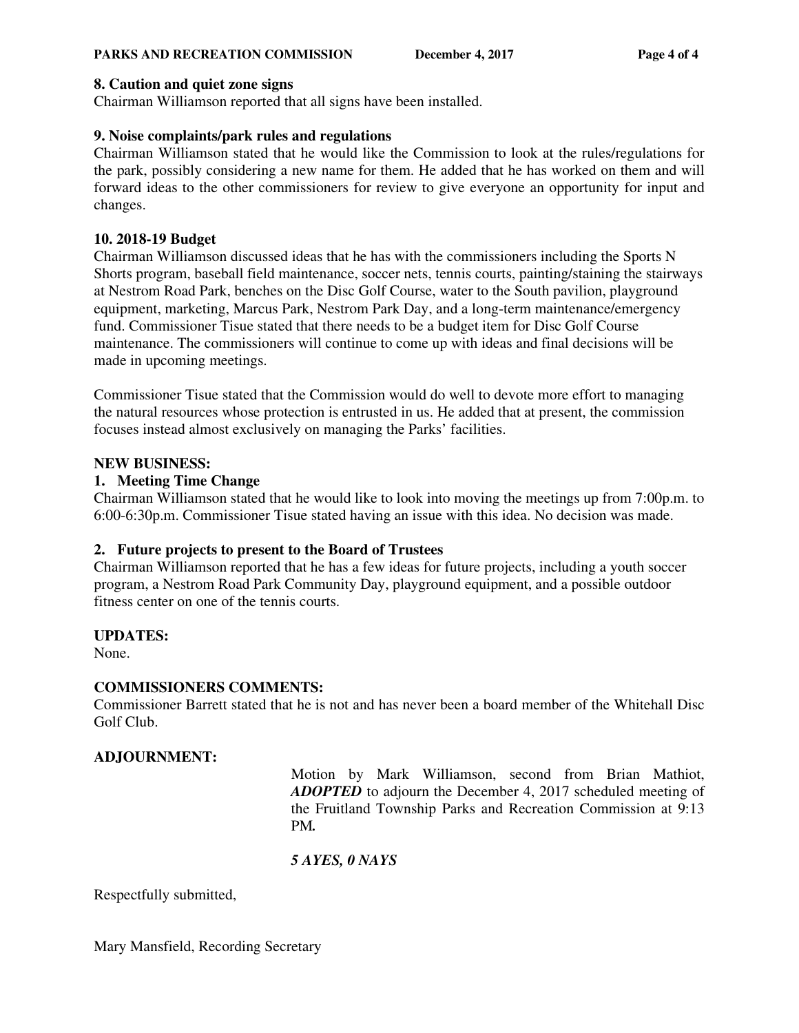**8. Caution and quiet zone signs**
Chairman Williamson reported that all signs have been installed.

**9. Noise complaints/park rules and regulations**
Chairman Williamson stated that he would like the Commission to look at the rules/regulations for the park, possibly considering a new name for them. He added that he has worked on them and will forward ideas to the other commissioners for review to give everyone an opportunity for input and changes.

**10. 2018-19 Budget**
Chairman Williamson discussed ideas that he has with the commissioners including the Sports N Shorts program, baseball field maintenance, soccer nets, tennis courts, painting/staining the stairways at Nestrom Road Park, benches on the Disc Golf Course, water to the South pavilion, playground equipment, marketing, Marcus Park, Nestrom Park Day, and a long-term maintenance/emergency fund. Commissioner Tisue stated that there needs to be a budget item for Disc Golf Course maintenance. The commissioners will continue to come up with ideas and final decisions will be made in upcoming meetings.

Commissioner Tisue stated that the Commission would do well to devote more effort to managing the natural resources whose protection is entrusted in us. He added that at present, the commission focuses instead almost exclusively on managing the Parks' facilities.

**NEW BUSINESS:**

**1. Meeting Time Change**
Chairman Williamson stated that he would like to look into moving the meetings up from 7:00p.m. to 6:00-6:30p.m. Commissioner Tisue stated having an issue with this idea. No decision was made.

**2. Future projects to present to the Board of Trustees**
Chairman Williamson reported that he has a few ideas for future projects, including a youth soccer program, a Nestrom Road Park Community Day, playground equipment, and a possible outdoor fitness center on one of the tennis courts.

**UPDATES:**
None.

**COMMISSIONERS COMMENTS:**
Commissioner Barrett stated that he is not and has never been a board member of the Whitehall Disc Golf Club.

**ADJOURNMENT:**

Motion by Mark Williamson, second from Brian Mathiot, ***ADOPTED*** to adjourn the December 4, 2017 scheduled meeting of the Fruitland Township Parks and Recreation Commission at 9:13 PM.

***5 AYES, 0 NAYS***

Respectfully submitted,

Mary Mansfield, Recording Secretary